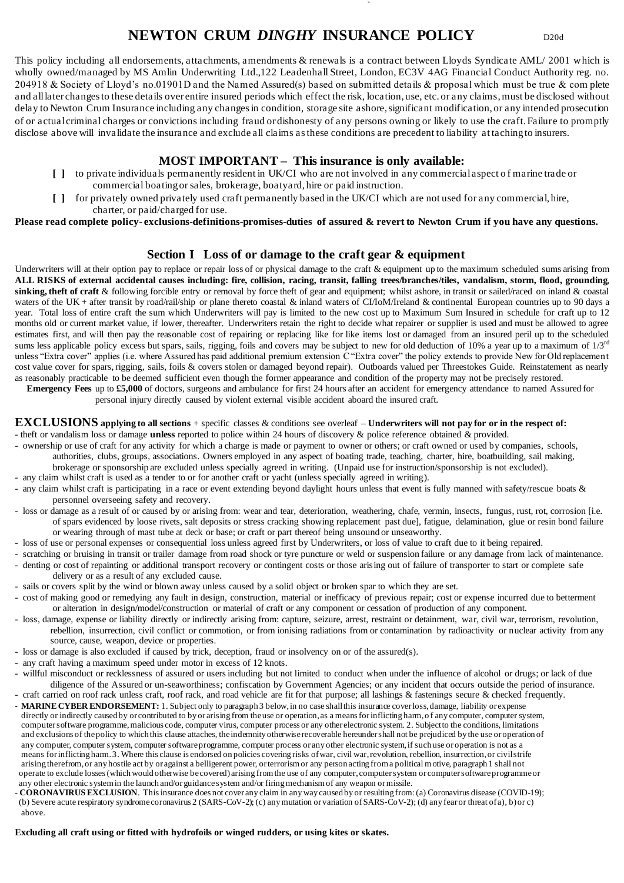# NEWTON CRUM *DINGHY* INSURANCE POLICY

D20d

This policy including all endorsements, attachments, amendments & renewals is a contract between Lloyds Syndicate AML/ 2001 which is wholly owned/managed by MS Amlin Underwriting Ltd.,122 Leadenhall Street, London, EC3V 4AG Financial Conduct Authority reg. no. 204918 & Society of Lloyd's no.01901D and the Named Assured(s) based on submitted details & proposal which must be true & complete and all later changes to these details over entire insured periods which effect the risk, location, use, etc. or any claims, must be disclosed without delay to Newton Crum Insurance including any changes in condition, storage site ashore, significant modification, or any intended prosecution of or actual criminal charges or convictions including fraud or dishonesty of any persons owning or likely to use the craft. Failure to promptly disclose above will invalidate the insurance and exclude all claims as these conditions are precedent to liability attaching to insurers.

## MOST IMPORTANT – This insurance is only available:

- [ ] to private individuals permanently resident in UK/CI who are not involved in any commercial aspect of marine trade or commercial boating or sales, brokerage, boatyard, hire or paid instruction.
- [ ] for privately owned privately used craft permanently based in the UK/CI which are not used for any commercial, hire, charter, or paid/charged for use.

**Please read complete policy- exclusions-definitions-promises-duties of assured & revert to Newton Crum if you have any questions.**

## Section I Loss of or damage to the craft gear & equipment

Underwriters will at their option pay to replace or repair loss of or physical damage to the craft & equipment up to the maximum scheduled sums arising from **ALL RISKS of external accidental causes including: fire, collision, racing, transit, falling trees/branches/tiles, vandalism, storm, flood, grounding, sinking, theft of craft** & following forcible entry or removal by force theft of gear and equipment; whilst ashore, in transit or sailed/raced on inland & coastal waters of the UK + after transit by road/rail/ship or plane thereto coastal & inland waters of CI/IoM/Ireland & continental European countries up to 90 days a year. Total loss of entire craft the sum which Underwriters will pay is limited to the new cost up to Maximum Sum Insured in schedule for craft up to 12 months old or current market value, if lower, thereafter. Underwriters retain the right to decide what repairer or supplier is used and must be allowed to agree estimates first, and will then pay the reasonable cost of repairing or replacing like for like items lost or damaged from an insured peril up to the scheduled sums less applicable policy excess but spars, sails, rigging, foils and covers may be subject to new for old deduction of 10% a year up to a maximum of 1/3rd unless "Extra cover" applies (i.e. where Assured has paid additional premium extension C "Extra cover" the policy extends to provide New for Old replacement cost value cover for spars, rigging, sails, foils & covers stolen or damaged beyond repair). Outboards valued per Threestokes Guide. Reinstatement as nearly as reasonably practicable to be deemed sufficient even though the former appearance and condition of the property may not be precisely restored.

**Emergency Fees** up to **£5,000** of doctors, surgeons and ambulance for first 24 hours after an accident for emergency attendance to named Assured for personal injury directly caused by violent external visible accident aboard the insured craft.

## EXCLUSIONS applying to all sections + specific classes & conditions see overleaf – Underwriters will not pay for or in the respect of:

- theft or vandalism loss or damage **unless** reported to police within 24 hours of discovery & police reference obtained & provided.
- ownership or use of craft for any activity for which a charge is made or payment to owner or others; or craft owned or used by companies, schools, authorities, clubs, groups, associations. Owners employed in any aspect of boating trade, teaching, charter, hire, boatbuilding, sail making, brokerage or sponsorship are excluded unless specially agreed in writing. (Unpaid use for instruction/sponsorship is not excluded).
- any claim whilst craft is used as a tender to or for another craft or yacht (unless specially agreed in writing).
- any claim whilst craft is participating in a race or event extending beyond daylight hours unless that event is fully manned with safety/rescue boats & personnel overseeing safety and recovery.
- loss or damage as a result of or caused by or arising from: wear and tear, deterioration, weathering, chafe, vermin, insects, fungus, rust, rot, corrosion [i.e. of spars evidenced by loose rivets, salt deposits or stress cracking showing replacement past due], fatigue, delamination, glue or resin bond failure or wearing through of mast tube at deck or base; or craft or part thereof being unsound or unseaworthy.
- loss of use or personal expenses or consequential loss unless agreed first by Underwriters, or loss of value to craft due to it being repaired.
- scratching or bruising in transit or trailer damage from road shock or tyre puncture or weld or suspension failure or any damage from lack of maintenance.
- denting or cost of repainting or additional transport recovery or contingent costs or those arising out of failure of transporter to start or complete safe delivery or as a result of any excluded cause.
- sails or covers split by the wind or blown away unless caused by a solid object or broken spar to which they are set.
- cost of making good or remedying any fault in design, construction, material or inefficacy of previous repair; cost or expense incurred due to betterment or alteration in design/model/construction or material of craft or any component or cessation of production of any component.
- loss, damage, expense or liability directly or indirectly arising from: capture, seizure, arrest, restraint or detainment, war, civil war, terrorism, revolution, rebellion, insurrection, civil conflict or commotion, or from ionising radiations from or contamination by radioactivity or nuclear activity from any source, cause, weapon, device or properties.
- loss or damage is also excluded if caused by trick, deception, fraud or insolvency on or of the assured(s).
- any craft having a maximum speed under motor in excess of 12 knots.
- willful misconduct or recklessness of assured or users including but not limited to conduct when under the influence of alcohol or drugs; or lack of due diligence of the Assured or un-seaworthiness; confiscation by Government Agencies; or any incident that occurs outside the period of insurance.
- craft carried on roof rack unless craft, roof rack, and road vehicle are fit for that purpose; all lashings & fastenings secure & checked frequently.
- **MARINE CYBER ENDORSEMENT:** 1. Subject only to paragraph 3 below, in no case shall this insurance cover loss, damage, liability or expense directly or indirectly caused by or contributed to by or arising from the use or operation, as a means for inflicting harm, of any computer, computer system, computer software programme, malicious code, computer virus, computer process or any other electronic system. 2. Subject to the conditions, limitations and exclusions of the policy to which this clause attaches, the indemnity otherwise recoverable hereunder shall not be prejudiced by the use or operation of any computer, computer system, computer software programme, computer process or any other electronic system, if such use or operation is not as a means for inflicting harm. 3. Where this clause is endorsed on policies covering risks of war, civil war, revolution, rebellion, insurrection, or civil strife arising therefrom, or any hostile act by or against a belligerent power, or terrorism or any person acting from a political motive, paragraph 1 shall not operate to exclude losses (which would otherwise be covered) arising from the use of any computer, computer system or computer software programme or any other electronic system in the launch and/or guidance system and/or firing mechanism of any weapon or missile.
- **CORONAVIRUS EXCLUSION**. This insurance does not cover any claim in any way caused by or resulting from: (a) Coronavirus disease (COVID-19); (b) Severe acute respiratory syndrome coronavirus 2 (SARS-CoV-2); (c) any mutation or variation of SARS-CoV-2; (d) any fear or threat of a), b) or c) above.

**Excluding all craft using or fitted with hydrofoils or winged rudders, or using kites or skates.**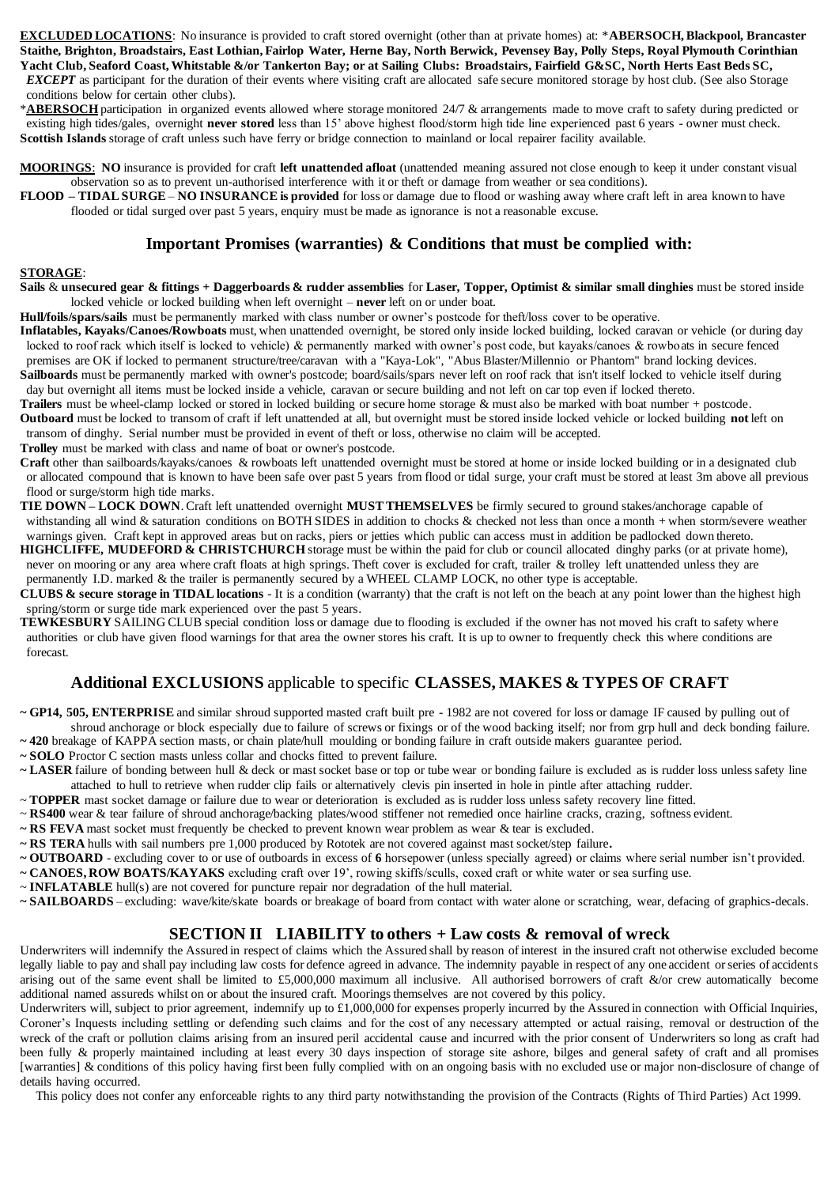**EXCLUDED LOCATIONS**: No insurance is provided to craft stored overnight (other than at private homes) at: ***ABERSOCH, Blackpool, Brancaster Staithe, Brighton, Broadstairs, East Lothian, Fairlop Water, Herne Bay, North Berwick, Pevensey Bay, Polly Steps, Royal Plymouth Corinthian Yacht Club, Seaford Coast, Whitstable &/or Tankerton Bay; or at Sailing Clubs: Broadstairs, Fairfield G&SC, North Herts East Beds SC,** ***EXCEPT*** as participant for the duration of their events where visiting craft are allocated safe secure monitored storage by host club. (See also Storage conditions below for certain other clubs).

***ABERSOCH** participation in organized events allowed where storage monitored 24/7 & arrangements made to move craft to safety during predicted or existing high tides/gales, overnight **never stored** less than 15' above highest flood/storm high tide line experienced past 6 years - owner must check.

**Scottish Islands** storage of craft unless such have ferry or bridge connection to mainland or local repairer facility available.

**MOORINGS**: **NO** insurance is provided for craft **left unattended afloat** (unattended meaning assured not close enough to keep it under constant visual observation so as to prevent un-authorised interference with it or theft or damage from weather or sea conditions).

**FLOOD – TIDAL SURGE** – **NO INSURANCE is provided** for loss or damage due to flood or washing away where craft left in area known to have flooded or tidal surged over past 5 years, enquiry must be made as ignorance is not a reasonable excuse.

## Important Promises (warranties) & Conditions that must be complied with:

**STORAGE**:

**Sails** & **unsecured gear & fittings + Daggerboards & rudder assemblies** for **Laser, Topper, Optimist & similar small dinghies** must be stored inside locked vehicle or locked building when left overnight – **never** left on or under boat.

**Hull/foils/spars/sails** must be permanently marked with class number or owner's postcode for theft/loss cover to be operative.

**Inflatables, Kayaks/Canoes/Rowboats** must, when unattended overnight, be stored only inside locked building, locked caravan or vehicle (or during day locked to roof rack which itself is locked to vehicle) & permanently marked with owner's post code, but kayaks/canoes & rowboats in secure fenced premises are OK if locked to permanent structure/tree/caravan with a "Kaya-Lok", "Abus Blaster/Millennio or Phantom" brand locking devices.

**Sailboards** must be permanently marked with owner's postcode; board/sails/spars never left on roof rack that isn't itself locked to vehicle itself during day but overnight all items must be locked inside a vehicle, caravan or secure building and not left on car top even if locked thereto.

**Trailers** must be wheel-clamp locked or stored in locked building or secure home storage & must also be marked with boat number + postcode.

**Outboard** must be locked to transom of craft if left unattended at all, but overnight must be stored inside locked vehicle or locked building **not** left on transom of dinghy. Serial number must be provided in event of theft or loss, otherwise no claim will be accepted.

**Trolley** must be marked with class and name of boat or owner's postcode.

**Craft** other than sailboards/kayaks/canoes & rowboats left unattended overnight must be stored at home or inside locked building or in a designated club or allocated compound that is known to have been safe over past 5 years from flood or tidal surge, your craft must be stored at least 3m above all previous flood or surge/storm high tide marks.

**TIE DOWN – LOCK DOWN**. Craft left unattended overnight **MUST THEMSELVES** be firmly secured to ground stakes/anchorage capable of withstanding all wind & saturation conditions on BOTH SIDES in addition to chocks & checked not less than once a month + when storm/severe weather warnings given. Craft kept in approved areas but on racks, piers or jetties which public can access must in addition be padlocked down thereto.

**HIGHCLIFFE, MUDEFORD & CHRISTCHURCH** storage must be within the paid for club or council allocated dinghy parks (or at private home), never on mooring or any area where craft floats at high springs. Theft cover is excluded for craft, trailer & trolley left unattended unless they are permanently I.D. marked & the trailer is permanently secured by a WHEEL CLAMP LOCK, no other type is acceptable.

**CLUBS & secure storage in TIDAL locations** - It is a condition (warranty) that the craft is not left on the beach at any point lower than the highest high spring/storm or surge tide mark experienced over the past 5 years.

**TEWKESBURY** SAILING CLUB special condition loss or damage due to flooding is excluded if the owner has not moved his craft to safety where authorities or club have given flood warnings for that area the owner stores his craft. It is up to owner to frequently check this where conditions are forecast.

## Additional EXCLUSIONS applicable to specific CLASSES, MAKES & TYPES OF CRAFT

~ **GP14, 505, ENTERPRISE** and similar shroud supported masted craft built pre - 1982 are not covered for loss or damage IF caused by pulling out of shroud anchorage or block especially due to failure of screws or fixings or of the wood backing itself; nor from grp hull and deck bonding failure.

~ **420** breakage of KAPPA section masts, or chain plate/hull moulding or bonding failure in craft outside makers guarantee period.

~ **SOLO** Proctor C section masts unless collar and chocks fitted to prevent failure.

~ **LASER** failure of bonding between hull & deck or mast socket base or top or tube wear or bonding failure is excluded as is rudder loss unless safety line attached to hull to retrieve when rudder clip fails or alternatively clevis pin inserted in hole in pintle after attaching rudder.

~ **TOPPER** mast socket damage or failure due to wear or deterioration is excluded as is rudder loss unless safety recovery line fitted.

~ **RS400** wear & tear failure of shroud anchorage/backing plates/wood stiffener not remedied once hairline cracks, crazing, softness evident.

~ **RS FEVA** mast socket must frequently be checked to prevent known wear problem as wear & tear is excluded.

~ **RS TERA** hulls with sail numbers pre 1,000 produced by Rototek are not covered against mast socket/step failure**.**

~ **OUTBOARD** - excluding cover to or use of outboards in excess of **6** horsepower (unless specially agreed) or claims where serial number isn't provided.

~ **CANOES, ROW BOATS/KAYAKS** excluding craft over 19', rowing skiffs/sculls, coxed craft or white water or sea surfing use.

~ **INFLATABLE** hull(s) are not covered for puncture repair nor degradation of the hull material.

~ **SAILBOARDS** – excluding: wave/kite/skate boards or breakage of board from contact with water alone or scratching, wear, defacing of graphics-decals.

## SECTION II LIABILITY to others + Law costs & removal of wreck

Underwriters will indemnify the Assured in respect of claims which the Assured shall by reason of interest in the insured craft not otherwise excluded become legally liable to pay and shall pay including law costs for defence agreed in advance. The indemnity payable in respect of any one accident or series of accidents arising out of the same event shall be limited to £5,000,000 maximum all inclusive. All authorised borrowers of craft &/or crew automatically become additional named assureds whilst on or about the insured craft. Moorings themselves are not covered by this policy.

Underwriters will, subject to prior agreement, indemnify up to £1,000,000 for expenses properly incurred by the Assured in connection with Official Inquiries, Coroner's Inquests including settling or defending such claims and for the cost of any necessary attempted or actual raising, removal or destruction of the wreck of the craft or pollution claims arising from an insured peril accidental cause and incurred with the prior consent of Underwriters so long as craft had been fully & properly maintained including at least every 30 days inspection of storage site ashore, bilges and general safety of craft and all promises [warranties] & conditions of this policy having first been fully complied with on an ongoing basis with no excluded use or major non-disclosure of change of details having occurred.

This policy does not confer any enforceable rights to any third party notwithstanding the provision of the Contracts (Rights of Third Parties) Act 1999.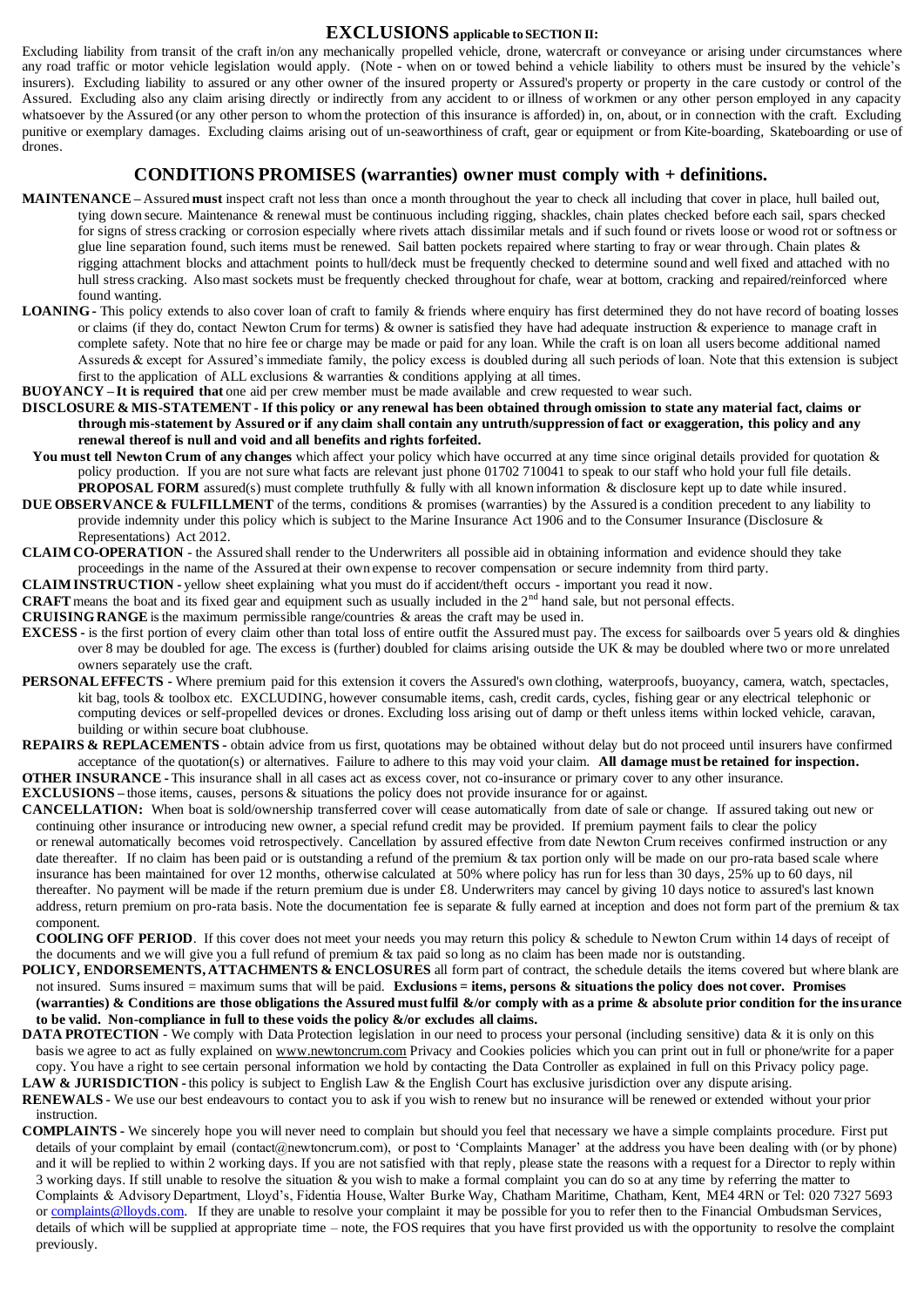## EXCLUSIONS applicable to SECTION II:

Excluding liability from transit of the craft in/on any mechanically propelled vehicle, drone, watercraft or conveyance or arising under circumstances where any road traffic or motor vehicle legislation would apply. (Note - when on or towed behind a vehicle liability to others must be insured by the vehicle's insurers). Excluding liability to assured or any other owner of the insured property or Assured's property or property in the care custody or control of the Assured. Excluding also any claim arising directly or indirectly from any accident to or illness of workmen or any other person employed in any capacity whatsoever by the Assured (or any other person to whom the protection of this insurance is afforded) in, on, about, or in connection with the craft. Excluding punitive or exemplary damages. Excluding claims arising out of un-seaworthiness of craft, gear or equipment or from Kite-boarding, Skateboarding or use of drones.

## CONDITIONS PROMISES (warranties) owner must comply with + definitions.

**MAINTENANCE –** Assured **must** inspect craft not less than once a month throughout the year to check all including that cover in place, hull bailed out, tying down secure. Maintenance & renewal must be continuous including rigging, shackles, chain plates checked before each sail, spars checked for signs of stress cracking or corrosion especially where rivets attach dissimilar metals and if such found or rivets loose or wood rot or softness or glue line separation found, such items must be renewed. Sail batten pockets repaired where starting to fray or wear through. Chain plates & rigging attachment blocks and attachment points to hull/deck must be frequently checked to determine sound and well fixed and attached with no hull stress cracking. Also mast sockets must be frequently checked throughout for chafe, wear at bottom, cracking and repaired/reinforced where found wanting.

**LOANING -** This policy extends to also cover loan of craft to family & friends where enquiry has first determined they do not have record of boating losses or claims (if they do, contact Newton Crum for terms) & owner is satisfied they have had adequate instruction & experience to manage craft in complete safety. Note that no hire fee or charge may be made or paid for any loan. While the craft is on loan all users become additional named Assureds & except for Assured's immediate family, the policy excess is doubled during all such periods of loan. Note that this extension is subject first to the application of ALL exclusions & warranties & conditions applying at all times.

**BUOYANCY – It is required that** one aid per crew member must be made available and crew requested to wear such.

**DISCLOSURE & MIS-STATEMENT - If this policy or any renewal has been obtained through omission to state any material fact, claims or through mis-statement by Assured or if any claim shall contain any untruth/suppression of fact or exaggeration, this policy and any renewal thereof is null and void and all benefits and rights forfeited.**

**You must tell Newton Crum of any changes** which affect your policy which have occurred at any time since original details provided for quotation & policy production. If you are not sure what facts are relevant just phone 01702 710041 to speak to our staff who hold your full file details. **PROPOSAL FORM** assured(s) must complete truthfully & fully with all known information & disclosure kept up to date while insured.

**DUE OBSERVANCE & FULFILLMENT** of the terms, conditions & promises (warranties) by the Assured is a condition precedent to any liability to provide indemnity under this policy which is subject to the Marine Insurance Act 1906 and to the Consumer Insurance (Disclosure & Representations) Act 2012.

**CLAIM CO-OPERATION** - the Assured shall render to the Underwriters all possible aid in obtaining information and evidence should they take proceedings in the name of the Assured at their own expense to recover compensation or secure indemnity from third party.

**CLAIM INSTRUCTION -** yellow sheet explaining what you must do if accident/theft occurs - important you read it now.

**CRAFT** means the boat and its fixed gear and equipment such as usually included in the 2nd hand sale, but not personal effects.

**CRUISING RANGE** is the maximum permissible range/countries & areas the craft may be used in.

**EXCESS -** is the first portion of every claim other than total loss of entire outfit the Assured must pay. The excess for sailboards over 5 years old & dinghies over 8 may be doubled for age. The excess is (further) doubled for claims arising outside the UK & may be doubled where two or more unrelated owners separately use the craft.

**PERSONAL EFFECTS -** Where premium paid for this extension it covers the Assured's own clothing, waterproofs, buoyancy, camera, watch, spectacles, kit bag, tools & toolbox etc. EXCLUDING, however consumable items, cash, credit cards, cycles, fishing gear or any electrical telephonic or computing devices or self-propelled devices or drones. Excluding loss arising out of damp or theft unless items within locked vehicle, caravan, building or within secure boat clubhouse.

**REPAIRS & REPLACEMENTS -** obtain advice from us first, quotations may be obtained without delay but do not proceed until insurers have confirmed acceptance of the quotation(s) or alternatives. Failure to adhere to this may void your claim. **All damage must be retained for inspection.**

**OTHER INSURANCE -** This insurance shall in all cases act as excess cover, not co-insurance or primary cover to any other insurance.

**EXCLUSIONS –** those items, causes, persons & situations the policy does not provide insurance for or against.

**CANCELLATION:** When boat is sold/ownership transferred cover will cease automatically from date of sale or change. If assured taking out new or continuing other insurance or introducing new owner, a special refund credit may be provided. If premium payment fails to clear the policy or renewal automatically becomes void retrospectively. Cancellation by assured effective from date Newton Crum receives confirmed instruction or any date thereafter. If no claim has been paid or is outstanding a refund of the premium & tax portion only will be made on our pro-rata based scale where insurance has been maintained for over 12 months, otherwise calculated at 50% where policy has run for less than 30 days, 25% up to 60 days, nil thereafter. No payment will be made if the return premium due is under £8. Underwriters may cancel by giving 10 days notice to assured's last known address, return premium on pro-rata basis. Note the documentation fee is separate & fully earned at inception and does not form part of the premium & tax component.

**COOLING OFF PERIOD**. If this cover does not meet your needs you may return this policy & schedule to Newton Crum within 14 days of receipt of the documents and we will give you a full refund of premium & tax paid so long as no claim has been made nor is outstanding.

**POLICY, ENDORSEMENTS, ATTACHMENTS & ENCLOSURES** all form part of contract, the schedule details the items covered but where blank are not insured. Sums insured = maximum sums that will be paid. **Exclusions = items, persons & situations the policy does not cover. Promises (warranties) & Conditions are those obligations the Assured must fulfil &/or comply with as a prime & absolute prior condition for the insurance to be valid. Non-compliance in full to these voids the policy &/or excludes all claims.**

**DATA PROTECTION -** We comply with Data Protection legislation in our need to process your personal (including sensitive) data & it is only on this basis we agree to act as fully explained on www.newtoncrum.com Privacy and Cookies policies which you can print out in full or phone/write for a paper copy. You have a right to see certain personal information we hold by contacting the Data Controller as explained in full on this Privacy policy page.

**LAW & JURISDICTION -** this policy is subject to English Law & the English Court has exclusive jurisdiction over any dispute arising.

**RENEWALS -** We use our best endeavours to contact you to ask if you wish to renew but no insurance will be renewed or extended without your prior instruction.

**COMPLAINTS -** We sincerely hope you will never need to complain but should you feel that necessary we have a simple complaints procedure. First put details of your complaint by email (contact@newtoncrum.com), or post to 'Complaints Manager' at the address you have been dealing with (or by phone) and it will be replied to within 2 working days. If you are not satisfied with that reply, please state the reasons with a request for a Director to reply within 3 working days. If still unable to resolve the situation & you wish to make a formal complaint you can do so at any time by referring the matter to Complaints & Advisory Department, Lloyd's, Fidentia House, Walter Burke Way, Chatham Maritime, Chatham, Kent, ME4 4RN or Tel: 020 7327 5693 or complaints@lloyds.com. If they are unable to resolve your complaint it may be possible for you to refer then to the Financial Ombudsman Services, details of which will be supplied at appropriate time – note, the FOS requires that you have first provided us with the opportunity to resolve the complaint previously.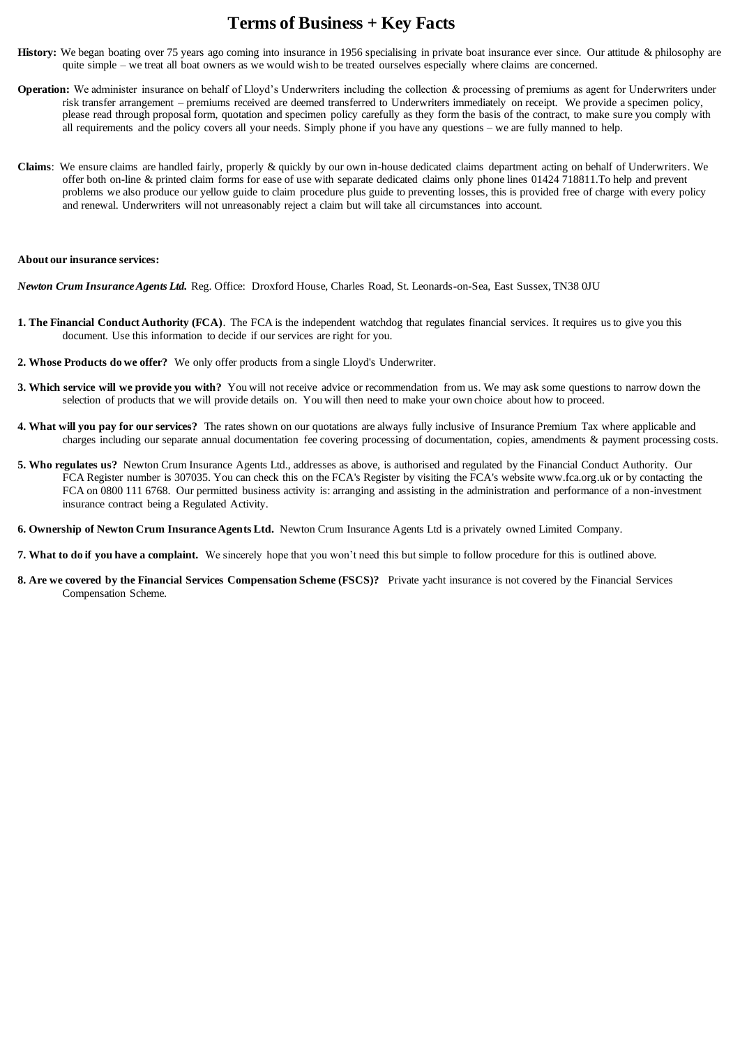# Terms of Business + Key Facts

**History:** We began boating over 75 years ago coming into insurance in 1956 specialising in private boat insurance ever since. Our attitude & philosophy are quite simple – we treat all boat owners as we would wish to be treated ourselves especially where claims are concerned.

**Operation:** We administer insurance on behalf of Lloyd's Underwriters including the collection & processing of premiums as agent for Underwriters under risk transfer arrangement – premiums received are deemed transferred to Underwriters immediately on receipt. We provide a specimen policy, please read through proposal form, quotation and specimen policy carefully as they form the basis of the contract, to make sure you comply with all requirements and the policy covers all your needs. Simply phone if you have any questions – we are fully manned to help.

**Claims**: We ensure claims are handled fairly, properly & quickly by our own in-house dedicated claims department acting on behalf of Underwriters. We offer both on-line & printed claim forms for ease of use with separate dedicated claims only phone lines 01424 718811.To help and prevent problems we also produce our yellow guide to claim procedure plus guide to preventing losses, this is provided free of charge with every policy and renewal. Underwriters will not unreasonably reject a claim but will take all circumstances into account.

**About our insurance services:**

***Newton Crum Insurance Agents Ltd.*** Reg. Office: Droxford House, Charles Road, St. Leonards-on-Sea, East Sussex, TN38 0JU

**1. The Financial Conduct Authority (FCA)**. The FCA is the independent watchdog that regulates financial services. It requires us to give you this document. Use this information to decide if our services are right for you.

**2. Whose Products do we offer?** We only offer products from a single Lloyd's Underwriter.

**3. Which service will we provide you with?** You will not receive advice or recommendation from us. We may ask some questions to narrow down the selection of products that we will provide details on. You will then need to make your own choice about how to proceed.

**4. What will you pay for our services?** The rates shown on our quotations are always fully inclusive of Insurance Premium Tax where applicable and charges including our separate annual documentation fee covering processing of documentation, copies, amendments & payment processing costs.

**5. Who regulates us?** Newton Crum Insurance Agents Ltd., addresses as above, is authorised and regulated by the Financial Conduct Authority. Our FCA Register number is 307035. You can check this on the FCA's Register by visiting the FCA's website www.fca.org.uk or by contacting the FCA on 0800 111 6768. Our permitted business activity is: arranging and assisting in the administration and performance of a non-investment insurance contract being a Regulated Activity.

**6. Ownership of Newton Crum Insurance Agents Ltd.** Newton Crum Insurance Agents Ltd is a privately owned Limited Company.

**7. What to do if you have a complaint.** We sincerely hope that you won't need this but simple to follow procedure for this is outlined above.

**8. Are we covered by the Financial Services Compensation Scheme (FSCS)?** Private yacht insurance is not covered by the Financial Services Compensation Scheme.